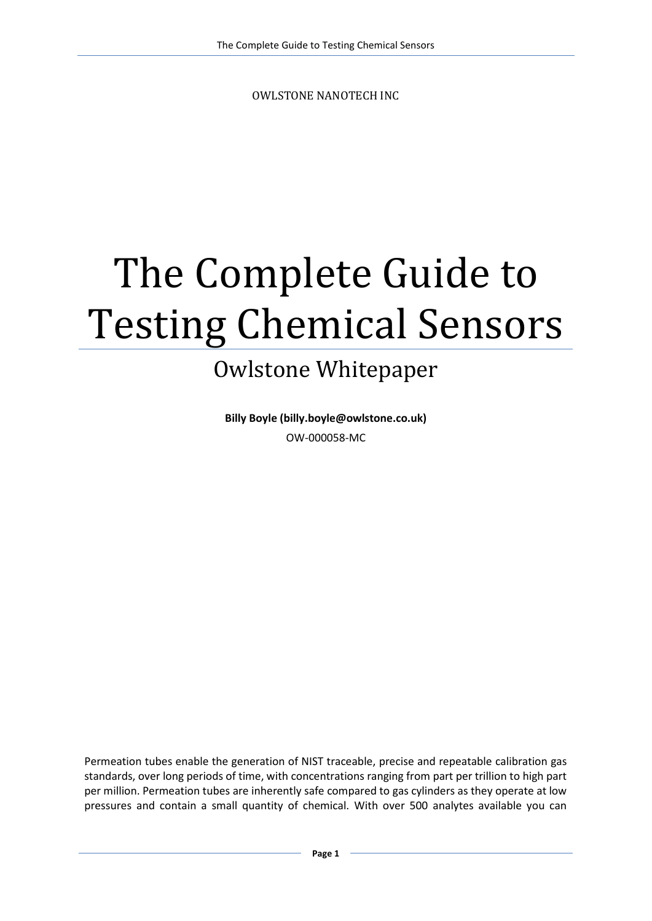OWLSTONE NANOTECH INC

# The Complete Guide to Testing Chemical Sensors

## Owlstone Whitepaper

**Billy Boyle (billy.boyle@owlstone.co.uk)**

OW-000058-MC

Permeation tubes enable the generation of NIST traceable, precise and repeatable calibration gas standards, over long periods of time, with concentrations ranging from part per trillion to high part per million. Permeation tubes are inherently safe compared to gas cylinders as they operate at low pressures and contain a small quantity of chemical. With over 500 analytes available you can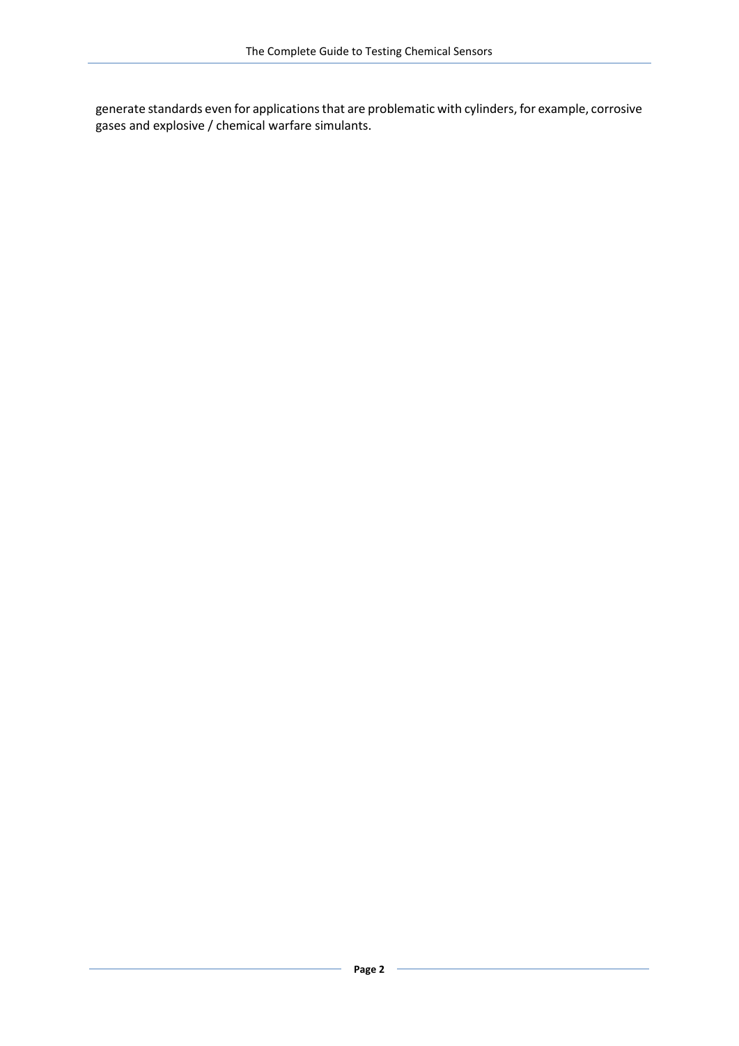generate standards even for applications that are problematic with cylinders, for example, corrosive gases and explosive / chemical warfare simulants.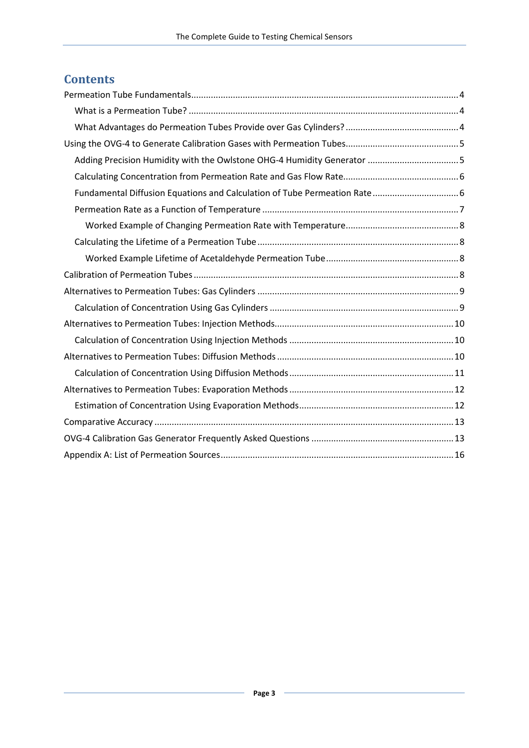## Contents

- Permeation Tube Fundamentals ........ 4
  - What is a Permeation Tube? ........ 4
  - What Advantages do Permeation Tubes Provide over Gas Cylinders? ........ 4
- Using the OVG-4 to Generate Calibration Gases with Permeation Tubes ........ 5
  - Adding Precision Humidity with the Owlstone OHG-4 Humidity Generator ........ 5
  - Calculating Concentration from Permeation Rate and Gas Flow Rate ........ 6
  - Fundamental Diffusion Equations and Calculation of Tube Permeation Rate ........ 6
  - Permeation Rate as a Function of Temperature ........ 7
    - Worked Example of Changing Permeation Rate with Temperature ........ 8
  - Calculating the Lifetime of a Permeation Tube ........ 8
    - Worked Example Lifetime of Acetaldehyde Permeation Tube ........ 8
- Calibration of Permeation Tubes ........ 8
- Alternatives to Permeation Tubes: Gas Cylinders ........ 9
  - Calculation of Concentration Using Gas Cylinders ........ 9
- Alternatives to Permeation Tubes: Injection Methods ........ 10
  - Calculation of Concentration Using Injection Methods ........ 10
- Alternatives to Permeation Tubes: Diffusion Methods ........ 10
  - Calculation of Concentration Using Diffusion Methods ........ 11
- Alternatives to Permeation Tubes: Evaporation Methods ........ 12
  - Estimation of Concentration Using Evaporation Methods ........ 12
- Comparative Accuracy ........ 13
- OVG-4 Calibration Gas Generator Frequently Asked Questions ........ 13
- Appendix A: List of Permeation Sources ........ 16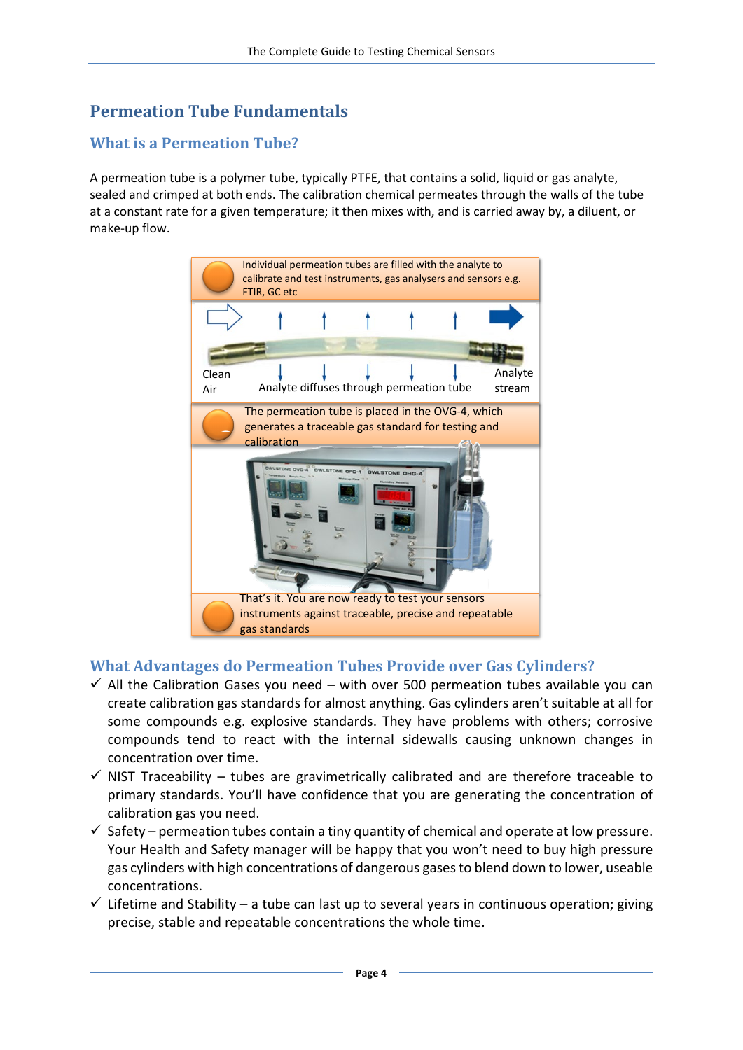# Permeation Tube Fundamentals

## What is a Permeation Tube?

A permeation tube is a polymer tube, typically PTFE, that contains a solid, liquid or gas analyte, sealed and crimped at both ends. The calibration chemical permeates through the walls of the tube at a constant rate for a given temperature; it then mixes with, and is carried away by, a diluent, or make-up flow.

Individual permeation tubes are filled with the analyte to calibrate and test instruments, gas analysers and sensors e.g. FTIR, GC etc

Clean Air — Analyte diffuses through permeation tube — Analyte stream

The permeation tube is placed in the OVG-4, which generates a traceable gas standard for testing and calibration

That's it. You are now ready to test your sensors instruments against traceable, precise and repeatable gas standards

## What Advantages do Permeation Tubes Provide over Gas Cylinders?

- ✓ All the Calibration Gases you need – with over 500 permeation tubes available you can create calibration gas standards for almost anything. Gas cylinders aren't suitable at all for some compounds e.g. explosive standards. They have problems with others; corrosive compounds tend to react with the internal sidewalls causing unknown changes in concentration over time.
- ✓ NIST Traceability – tubes are gravimetrically calibrated and are therefore traceable to primary standards. You'll have confidence that you are generating the concentration of calibration gas you need.
- ✓ Safety – permeation tubes contain a tiny quantity of chemical and operate at low pressure. Your Health and Safety manager will be happy that you won't need to buy high pressure gas cylinders with high concentrations of dangerous gases to blend down to lower, useable concentrations.
- ✓ Lifetime and Stability – a tube can last up to several years in continuous operation; giving precise, stable and repeatable concentrations the whole time.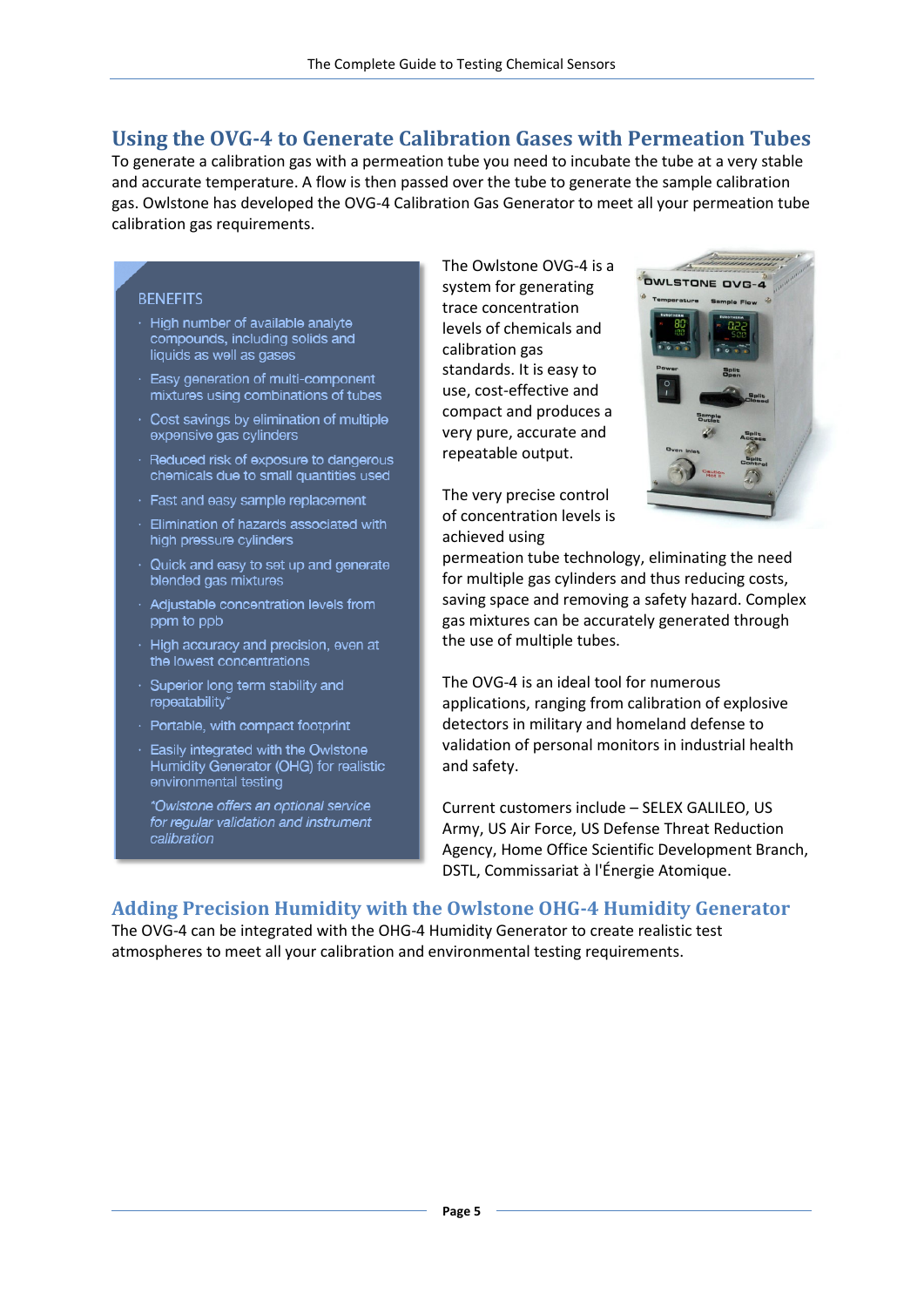## Using the OVG-4 to Generate Calibration Gases with Permeation Tubes

To generate a calibration gas with a permeation tube you need to incubate the tube at a very stable and accurate temperature. A flow is then passed over the tube to generate the sample calibration gas. Owlstone has developed the OVG-4 Calibration Gas Generator to meet all your permeation tube calibration gas requirements.

BENEFITS

- High number of available analyte compounds, including solids and liquids as well as gases
- Easy generation of multi-component mixtures using combinations of tubes
- Cost savings by elimination of multiple expensive gas cylinders
- Reduced risk of exposure to dangerous chemicals due to small quantities used
- Fast and easy sample replacement
- Elimination of hazards associated with high pressure cylinders
- Quick and easy to set up and generate blended gas mixtures
- Adjustable concentration levels from ppm to ppb
- High accuracy and precision, even at the lowest concentrations
- Superior long term stability and repeatability*
- Portable, with compact footprint
- Easily integrated with the Owlstone Humidity Generator (OHG) for realistic environmental testing

*\*Owlstone offers an optional service for regular validation and instrument calibration*

The Owlstone OVG-4 is a system for generating trace concentration levels of chemicals and calibration gas standards. It is easy to use, cost-effective and compact and produces a very pure, accurate and repeatable output.

The very precise control of concentration levels is achieved using permeation tube technology, eliminating the need for multiple gas cylinders and thus reducing costs, saving space and removing a safety hazard. Complex gas mixtures can be accurately generated through the use of multiple tubes.

The OVG-4 is an ideal tool for numerous applications, ranging from calibration of explosive detectors in military and homeland defense to validation of personal monitors in industrial health and safety.

Current customers include – SELEX GALILEO, US Army, US Air Force, US Defense Threat Reduction Agency, Home Office Scientific Development Branch, DSTL, Commissariat à l'Énergie Atomique.

## Adding Precision Humidity with the Owlstone OHG-4 Humidity Generator

The OVG-4 can be integrated with the OHG-4 Humidity Generator to create realistic test atmospheres to meet all your calibration and environmental testing requirements.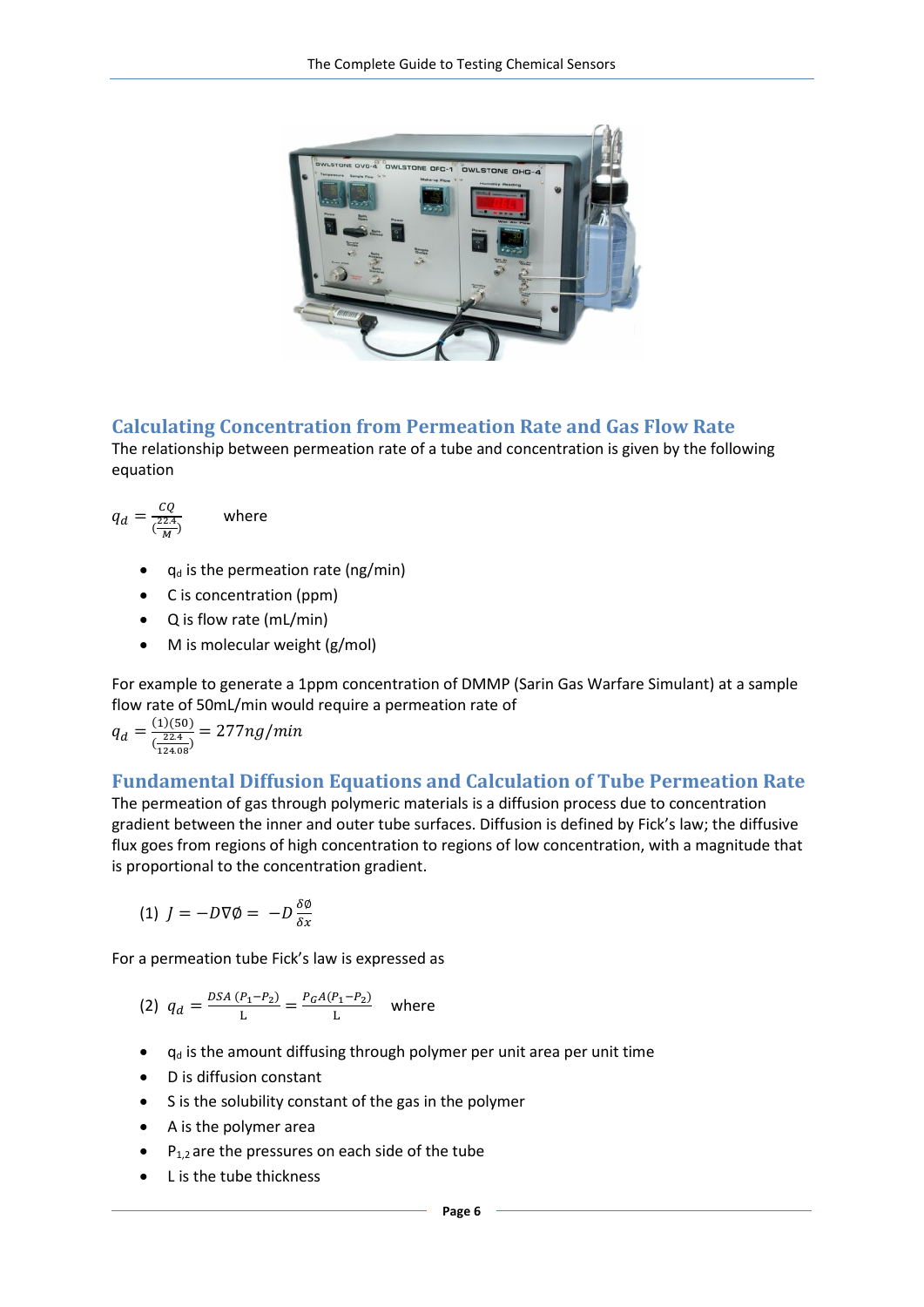## Calculating Concentration from Permeation Rate and Gas Flow Rate

The relationship between permeation rate of a tube and concentration is given by the following equation

$$q_d = \frac{CQ}{(\frac{22.4}{M})}$$ where

- $q_d$ is the permeation rate (ng/min)
- C is concentration (ppm)
- Q is flow rate (mL/min)
- M is molecular weight (g/mol)

For example to generate a 1ppm concentration of DMMP (Sarin Gas Warfare Simulant) at a sample flow rate of 50mL/min would require a permeation rate of

$$q_d = \frac{(1)(50)}{(\frac{22.4}{124.08})} = 277ng/min$$

## Fundamental Diffusion Equations and Calculation of Tube Permeation Rate

The permeation of gas through polymeric materials is a diffusion process due to concentration gradient between the inner and outer tube surfaces. Diffusion is defined by Fick's law; the diffusive flux goes from regions of high concentration to regions of low concentration, with a magnitude that is proportional to the concentration gradient.

$$(1)\ J = -D\nabla\emptyset = -D\frac{\delta\emptyset}{\delta x}$$

For a permeation tube Fick's law is expressed as

$$(2)\ q_d = \frac{DSA\ (P_1 - P_2)}{L} = \frac{P_G A(P_1 - P_2)}{L}$$ where

- $q_d$ is the amount diffusing through polymer per unit area per unit time
- D is diffusion constant
- S is the solubility constant of the gas in the polymer
- A is the polymer area
- $P_{1,2}$ are the pressures on each side of the tube
- L is the tube thickness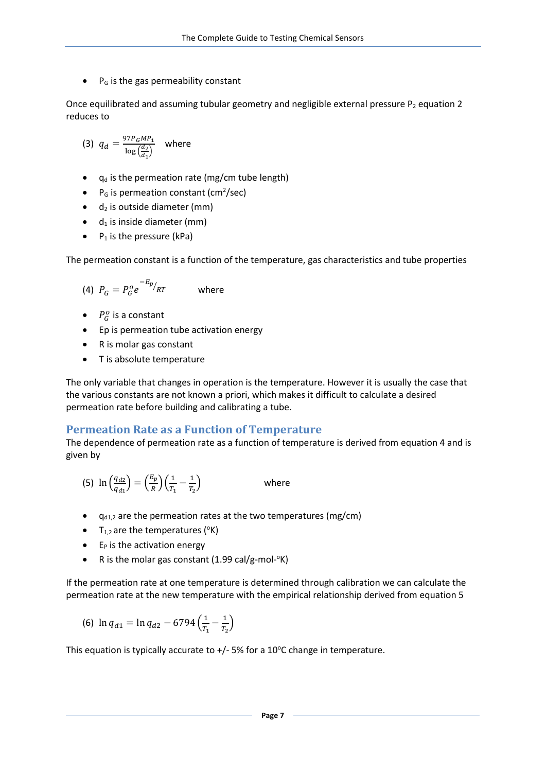- $P_G$ is the gas permeability constant

Once equilibrated and assuming tubular geometry and negligible external pressure $P_2$ equation 2 reduces to

(3) $$q_d = \frac{97 P_G M P_1}{\log\left(\frac{d_2}{d_1}\right)}$$ where

- $q_d$ is the permeation rate (mg/cm tube length)
- $P_G$ is permeation constant ($cm^2$/sec)
- $d_2$ is outside diameter (mm)
- $d_1$ is inside diameter (mm)
- $P_1$ is the pressure (kPa)

The permeation constant is a function of the temperature, gas characteristics and tube properties

(4) $$P_G = P_G^o e^{-E_p/RT}$$ where

- $P_G^o$ is a constant
- Ep is permeation tube activation energy
- R is molar gas constant
- T is absolute temperature

The only variable that changes in operation is the temperature. However it is usually the case that the various constants are not known a priori, which makes it difficult to calculate a desired permeation rate before building and calibrating a tube.

## Permeation Rate as a Function of Temperature

The dependence of permeation rate as a function of temperature is derived from equation 4 and is given by

(5) $$\ln\left(\frac{q_{d2}}{q_{d1}}\right) = \left(\frac{E_p}{R}\right)\left(\frac{1}{T_1} - \frac{1}{T_2}\right)$$ where

- $q_{d1,2}$ are the permeation rates at the two temperatures (mg/cm)
- $T_{1,2}$ are the temperatures (°K)
- $E_P$ is the activation energy
- R is the molar gas constant (1.99 cal/g-mol-°K)

If the permeation rate at one temperature is determined through calibration we can calculate the permeation rate at the new temperature with the empirical relationship derived from equation 5

(6) $$\ln q_{d1} = \ln q_{d2} - 6794\left(\frac{1}{T_1} - \frac{1}{T_2}\right)$$

This equation is typically accurate to +/- 5% for a 10°C change in temperature.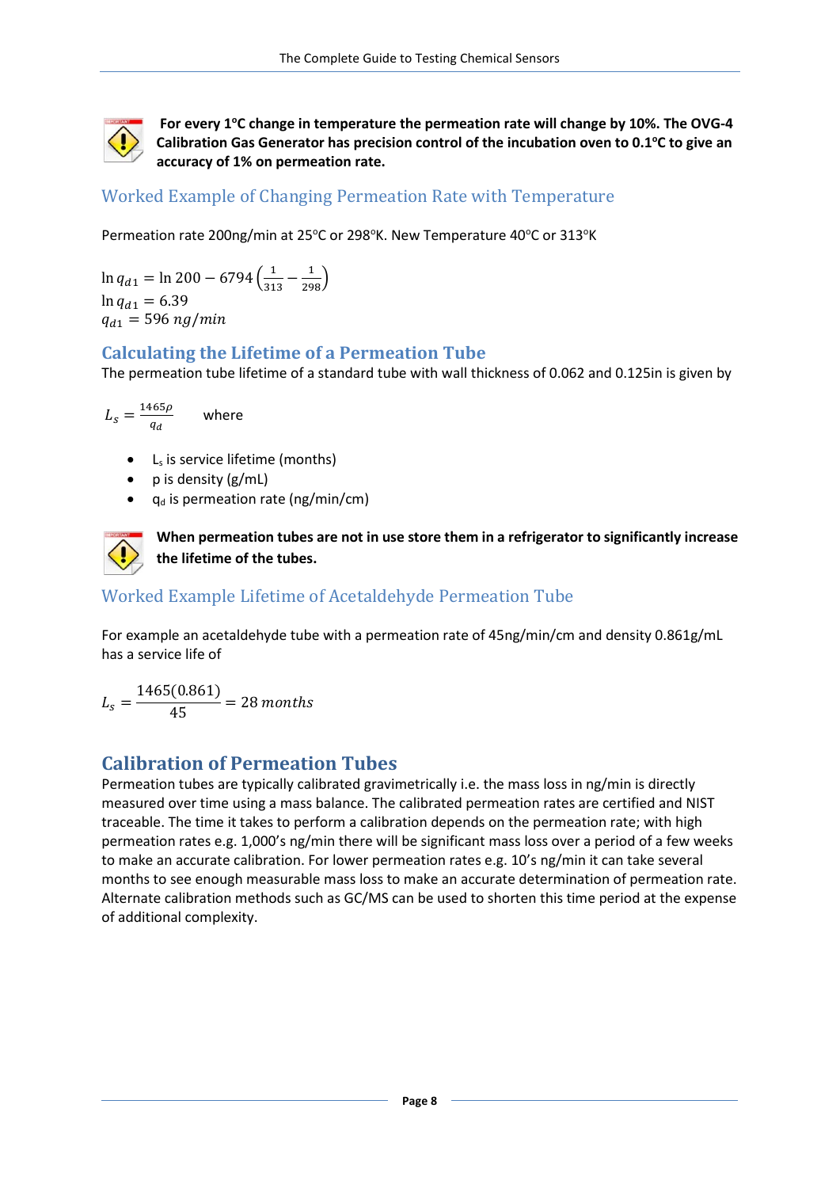**For every 1°C change in temperature the permeation rate will change by 10%. The OVG-4 Calibration Gas Generator has precision control of the incubation oven to 0.1°C to give an accuracy of 1% on permeation rate.**

## Worked Example of Changing Permeation Rate with Temperature

Permeation rate 200ng/min at 25°C or 298°K. New Temperature 40°C or 313°K

$$\ln q_{d1} = \ln 200 - 6794\left(\frac{1}{313} - \frac{1}{298}\right)$$
$$\ln q_{d1} = 6.39$$
$$q_{d1} = 596\ ng/min$$

## Calculating the Lifetime of a Permeation Tube

The permeation tube lifetime of a standard tube with wall thickness of 0.062 and 0.125in is given by

$$L_s = \frac{1465\rho}{q_d}$$

where

- $L_s$ is service lifetime (months)
- p is density (g/mL)
- $q_d$ is permeation rate (ng/min/cm)

**When permeation tubes are not in use store them in a refrigerator to significantly increase the lifetime of the tubes.**

## Worked Example Lifetime of Acetaldehyde Permeation Tube

For example an acetaldehyde tube with a permeation rate of 45ng/min/cm and density 0.861g/mL has a service life of

$$L_s = \frac{1465(0.861)}{45} = 28\ months$$

## Calibration of Permeation Tubes

Permeation tubes are typically calibrated gravimetrically i.e. the mass loss in ng/min is directly measured over time using a mass balance. The calibrated permeation rates are certified and NIST traceable. The time it takes to perform a calibration depends on the permeation rate; with high permeation rates e.g. 1,000's ng/min there will be significant mass loss over a period of a few weeks to make an accurate calibration. For lower permeation rates e.g. 10's ng/min it can take several months to see enough measurable mass loss to make an accurate determination of permeation rate. Alternate calibration methods such as GC/MS can be used to shorten this time period at the expense of additional complexity.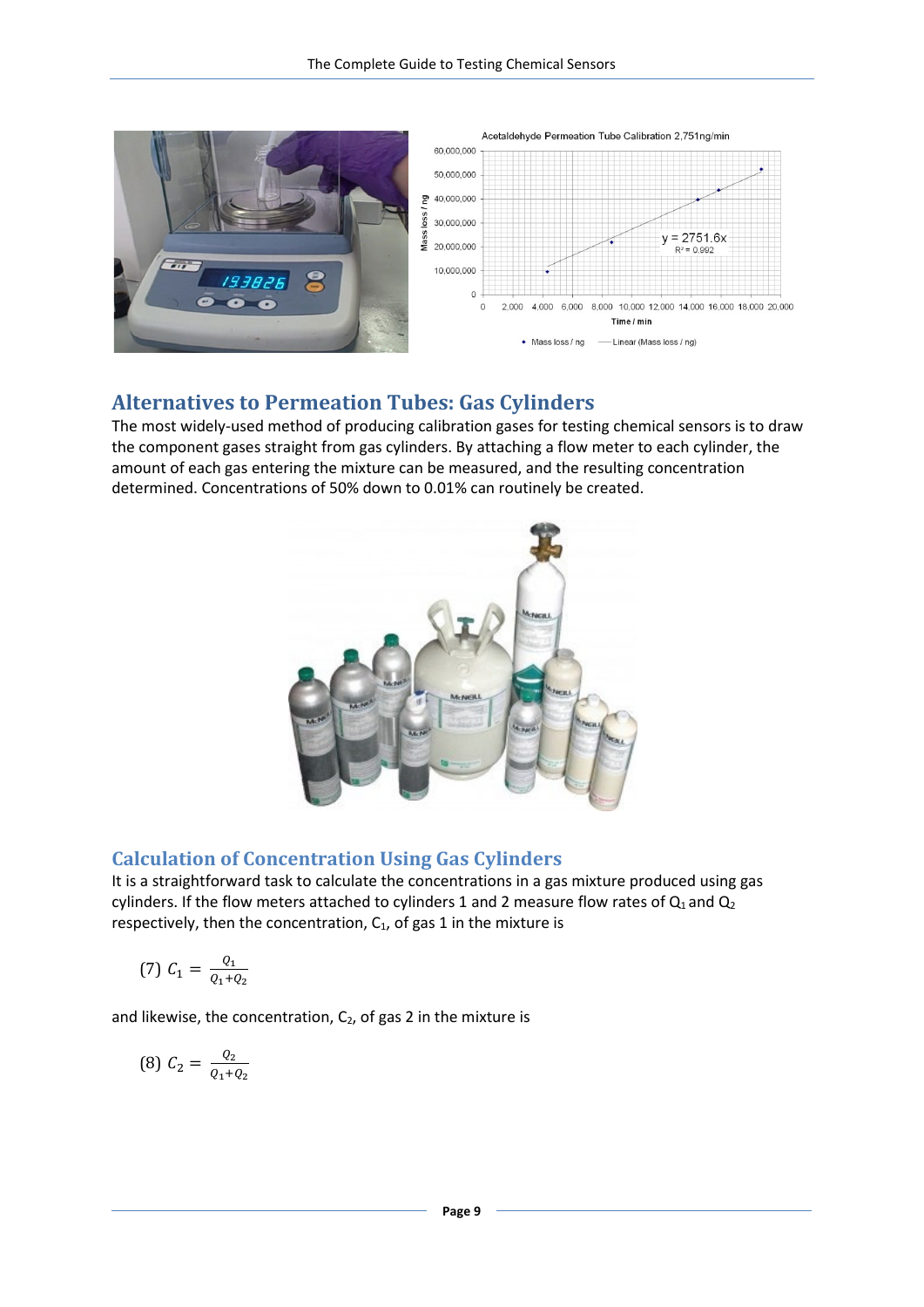## Alternatives to Permeation Tubes: Gas Cylinders

The most widely-used method of producing calibration gases for testing chemical sensors is to draw the component gases straight from gas cylinders. By attaching a flow meter to each cylinder, the amount of each gas entering the mixture can be measured, and the resulting concentration determined. Concentrations of 50% down to 0.01% can routinely be created.

## Calculation of Concentration Using Gas Cylinders

It is a straightforward task to calculate the concentrations in a gas mixture produced using gas cylinders. If the flow meters attached to cylinders 1 and 2 measure flow rates of $Q_1$ and $Q_2$ respectively, then the concentration, $C_1$, of gas 1 in the mixture is

$$(7)\ C_1 = \frac{Q_1}{Q_1 + Q_2}$$

and likewise, the concentration, $C_2$, of gas 2 in the mixture is

$$(8)\ C_2 = \frac{Q_2}{Q_1 + Q_2}$$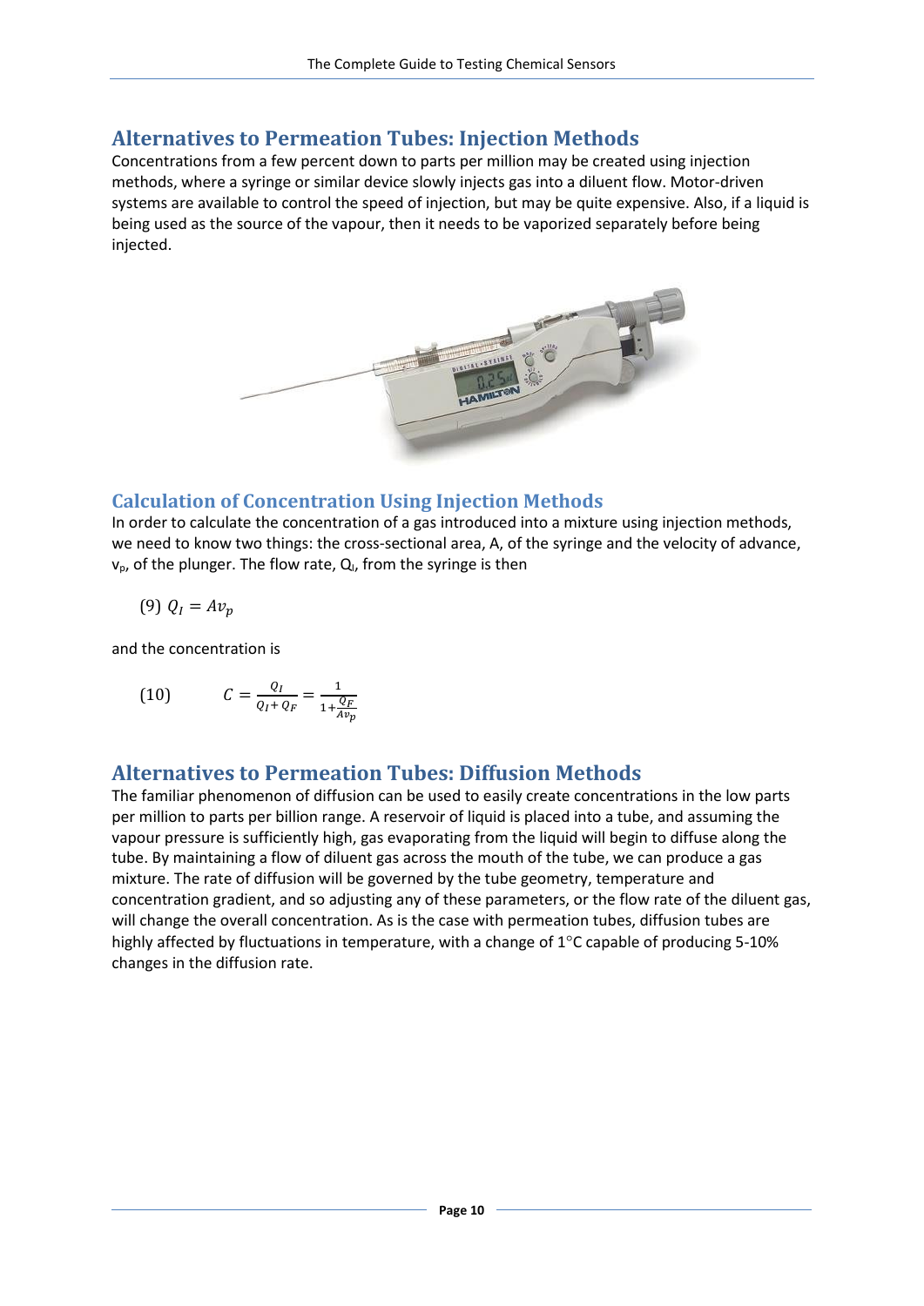## Alternatives to Permeation Tubes: Injection Methods

Concentrations from a few percent down to parts per million may be created using injection methods, where a syringe or similar device slowly injects gas into a diluent flow. Motor-driven systems are available to control the speed of injection, but may be quite expensive. Also, if a liquid is being used as the source of the vapour, then it needs to be vaporized separately before being injected.

### Calculation of Concentration Using Injection Methods

In order to calculate the concentration of a gas introduced into a mixture using injection methods, we need to know two things: the cross-sectional area, A, of the syringe and the velocity of advance, $v_p$, of the plunger. The flow rate, $Q_I$, from the syringe is then

$$(9)\quad Q_I = Av_p$$

and the concentration is

$$(10)\qquad C = \frac{Q_I}{Q_I + Q_F} = \frac{1}{1 + \frac{Q_F}{Av_p}}$$

## Alternatives to Permeation Tubes: Diffusion Methods

The familiar phenomenon of diffusion can be used to easily create concentrations in the low parts per million to parts per billion range. A reservoir of liquid is placed into a tube, and assuming the vapour pressure is sufficiently high, gas evaporating from the liquid will begin to diffuse along the tube. By maintaining a flow of diluent gas across the mouth of the tube, we can produce a gas mixture. The rate of diffusion will be governed by the tube geometry, temperature and concentration gradient, and so adjusting any of these parameters, or the flow rate of the diluent gas, will change the overall concentration. As is the case with permeation tubes, diffusion tubes are highly affected by fluctuations in temperature, with a change of 1°C capable of producing 5-10% changes in the diffusion rate.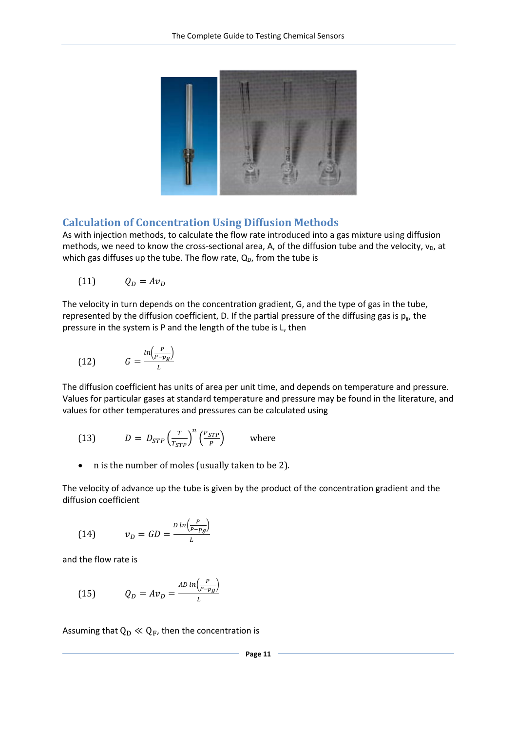## Calculation of Concentration Using Diffusion Methods

As with injection methods, to calculate the flow rate introduced into a gas mixture using diffusion methods, we need to know the cross-sectional area, A, of the diffusion tube and the velocity, $v_D$, at which gas diffuses up the tube. The flow rate, $Q_D$, from the tube is

$$Q_D = Av_D \tag{11}$$

The velocity in turn depends on the concentration gradient, G, and the type of gas in the tube, represented by the diffusion coefficient, D. If the partial pressure of the diffusing gas is $p_g$, the pressure in the system is P and the length of the tube is L, then

$$G = \frac{\ln\left(\frac{P}{P-p_g}\right)}{L} \tag{12}$$

The diffusion coefficient has units of area per unit time, and depends on temperature and pressure. Values for particular gases at standard temperature and pressure may be found in the literature, and values for other temperatures and pressures can be calculated using

$$D = D_{STP}\left(\frac{T}{T_{STP}}\right)^n\left(\frac{P_{STP}}{P}\right) \tag{13}$$

where

- n is the number of moles (usually taken to be 2).

The velocity of advance up the tube is given by the product of the concentration gradient and the diffusion coefficient

$$v_D = GD = \frac{D\ln\left(\frac{P}{P-p_g}\right)}{L} \tag{14}$$

and the flow rate is

$$Q_D = Av_D = \frac{AD\ln\left(\frac{P}{P-p_g}\right)}{L} \tag{15}$$

Assuming that $Q_D \ll Q_F$, then the concentration is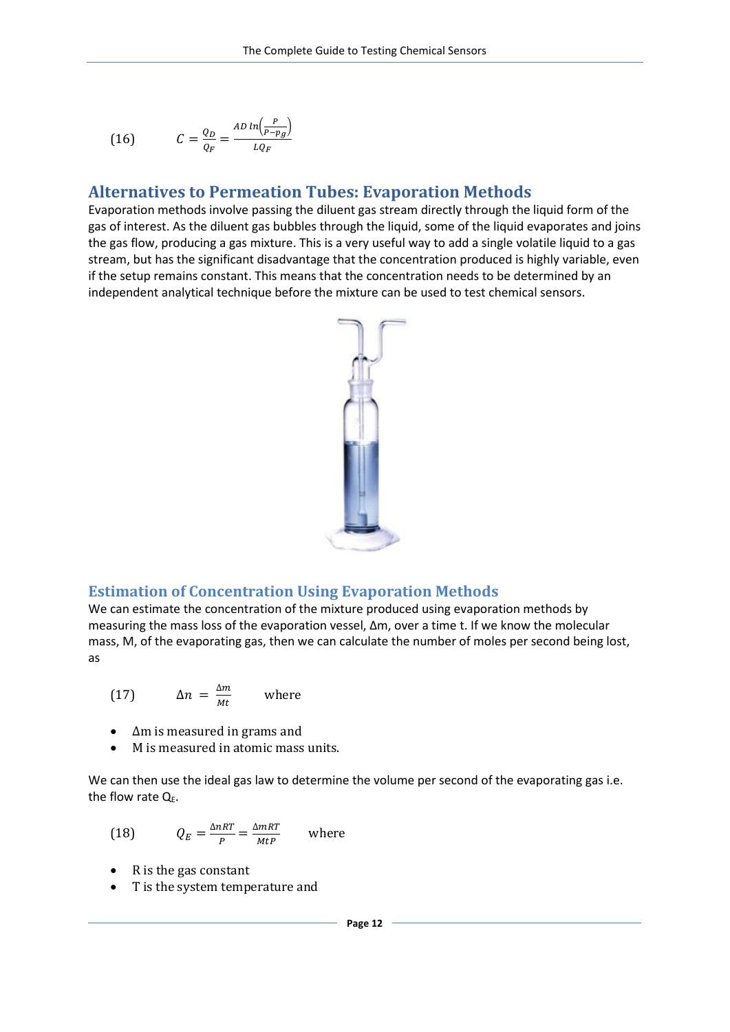$$C = \frac{Q_D}{Q_F} = \frac{AD\ ln\left(\frac{P}{P-p_g}\right)}{LQ_F} \qquad (16)$$

## Alternatives to Permeation Tubes: Evaporation Methods

Evaporation methods involve passing the diluent gas stream directly through the liquid form of the gas of interest. As the diluent gas bubbles through the liquid, some of the liquid evaporates and joins the gas flow, producing a gas mixture. This is a very useful way to add a single volatile liquid to a gas stream, but has the significant disadvantage that the concentration produced is highly variable, even if the setup remains constant. This means that the concentration needs to be determined by an independent analytical technique before the mixture can be used to test chemical sensors.

## Estimation of Concentration Using Evaporation Methods

We can estimate the concentration of the mixture produced using evaporation methods by measuring the mass loss of the evaporation vessel, Δm, over a time t. If we know the molecular mass, M, of the evaporating gas, then we can calculate the number of moles per second being lost, as

$$\Delta n = \frac{\Delta m}{Mt} \qquad (17)$$

where

- Δm is measured in grams and
- M is measured in atomic mass units.

We can then use the ideal gas law to determine the volume per second of the evaporating gas i.e. the flow rate $Q_E$.

$$Q_E = \frac{\Delta nRT}{P} = \frac{\Delta mRT}{MtP} \qquad (18)$$

where

- R is the gas constant
- T is the system temperature and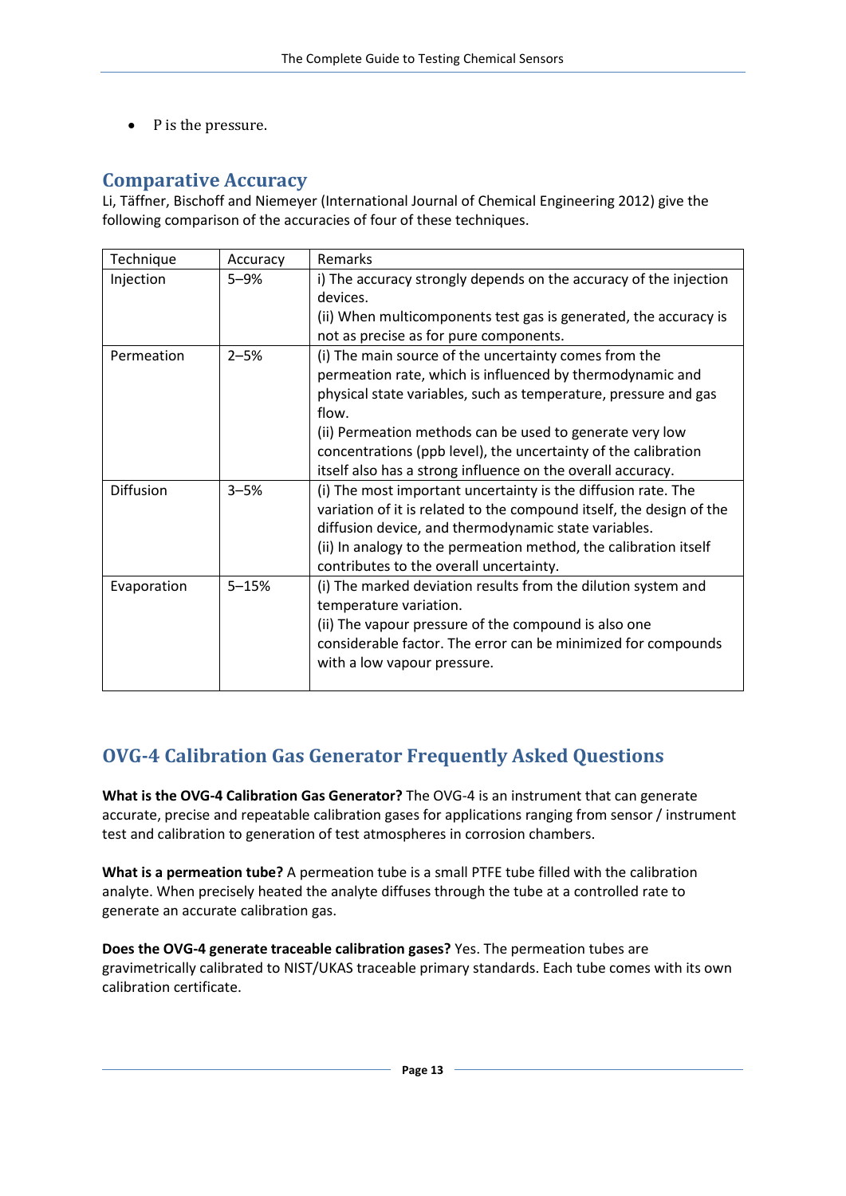- P is the pressure.

## Comparative Accuracy

Li, Täffner, Bischoff and Niemeyer (International Journal of Chemical Engineering 2012) give the following comparison of the accuracies of four of these techniques.

| Technique | Accuracy | Remarks |
|---|---|---|
| Injection | 5–9% | i) The accuracy strongly depends on the accuracy of the injection devices.<br>(ii) When multicomponents test gas is generated, the accuracy is not as precise as for pure components. |
| Permeation | 2–5% | (i) The main source of the uncertainty comes from the permeation rate, which is influenced by thermodynamic and physical state variables, such as temperature, pressure and gas flow.<br>(ii) Permeation methods can be used to generate very low concentrations (ppb level), the uncertainty of the calibration itself also has a strong influence on the overall accuracy. |
| Diffusion | 3–5% | (i) The most important uncertainty is the diffusion rate. The variation of it is related to the compound itself, the design of the diffusion device, and thermodynamic state variables.<br>(ii) In analogy to the permeation method, the calibration itself contributes to the overall uncertainty. |
| Evaporation | 5–15% | (i) The marked deviation results from the dilution system and temperature variation.<br>(ii) The vapour pressure of the compound is also one considerable factor. The error can be minimized for compounds with a low vapour pressure. |

## OVG-4 Calibration Gas Generator Frequently Asked Questions

**What is the OVG-4 Calibration Gas Generator?** The OVG-4 is an instrument that can generate accurate, precise and repeatable calibration gases for applications ranging from sensor / instrument test and calibration to generation of test atmospheres in corrosion chambers.

**What is a permeation tube?** A permeation tube is a small PTFE tube filled with the calibration analyte. When precisely heated the analyte diffuses through the tube at a controlled rate to generate an accurate calibration gas.

**Does the OVG-4 generate traceable calibration gases?** Yes. The permeation tubes are gravimetrically calibrated to NIST/UKAS traceable primary standards. Each tube comes with its own calibration certificate.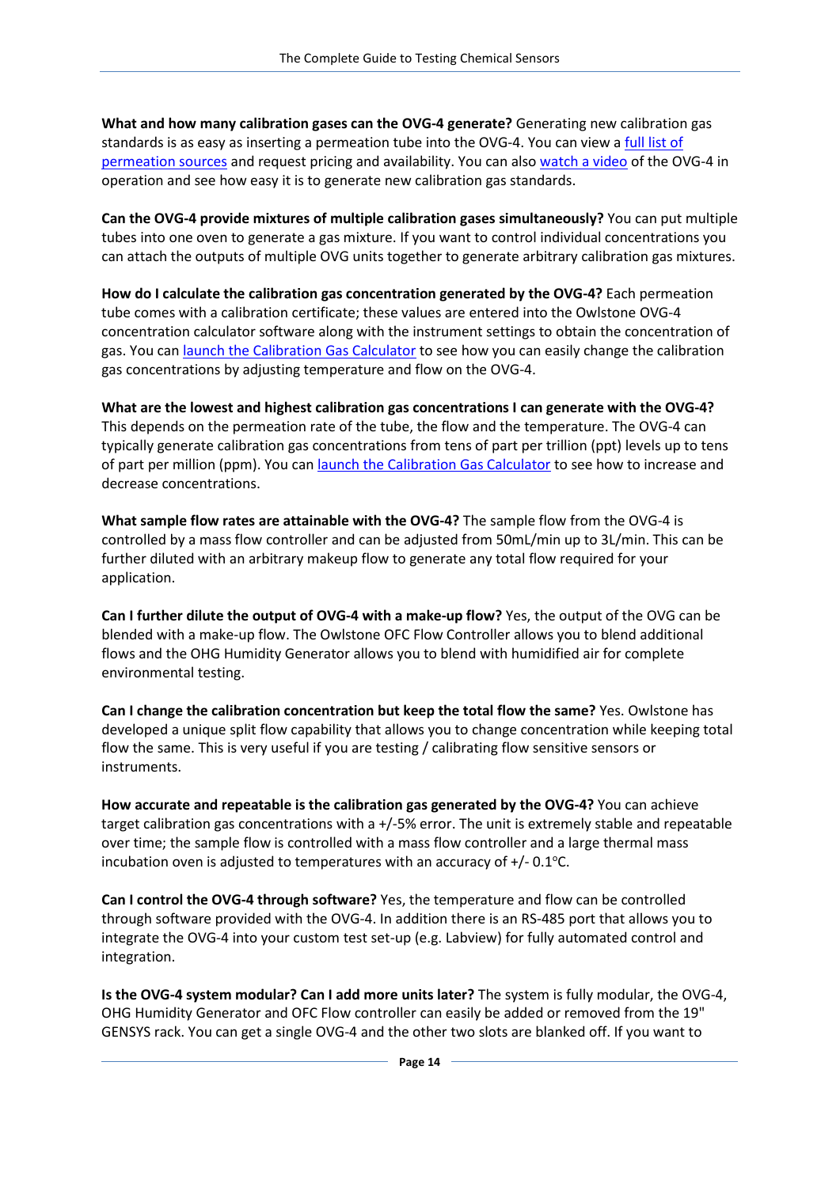**What and how many calibration gases can the OVG-4 generate?** Generating new calibration gas standards is as easy as inserting a permeation tube into the OVG-4. You can view a full list of permeation sources and request pricing and availability. You can also watch a video of the OVG-4 in operation and see how easy it is to generate new calibration gas standards.

**Can the OVG-4 provide mixtures of multiple calibration gases simultaneously?** You can put multiple tubes into one oven to generate a gas mixture. If you want to control individual concentrations you can attach the outputs of multiple OVG units together to generate arbitrary calibration gas mixtures.

**How do I calculate the calibration gas concentration generated by the OVG-4?** Each permeation tube comes with a calibration certificate; these values are entered into the Owlstone OVG-4 concentration calculator software along with the instrument settings to obtain the concentration of gas. You can launch the Calibration Gas Calculator to see how you can easily change the calibration gas concentrations by adjusting temperature and flow on the OVG-4.

**What are the lowest and highest calibration gas concentrations I can generate with the OVG-4?** This depends on the permeation rate of the tube, the flow and the temperature. The OVG-4 can typically generate calibration gas concentrations from tens of part per trillion (ppt) levels up to tens of part per million (ppm). You can launch the Calibration Gas Calculator to see how to increase and decrease concentrations.

**What sample flow rates are attainable with the OVG-4?** The sample flow from the OVG-4 is controlled by a mass flow controller and can be adjusted from 50mL/min up to 3L/min. This can be further diluted with an arbitrary makeup flow to generate any total flow required for your application.

**Can I further dilute the output of OVG-4 with a make-up flow?** Yes, the output of the OVG can be blended with a make-up flow. The Owlstone OFC Flow Controller allows you to blend additional flows and the OHG Humidity Generator allows you to blend with humidified air for complete environmental testing.

**Can I change the calibration concentration but keep the total flow the same?** Yes. Owlstone has developed a unique split flow capability that allows you to change concentration while keeping total flow the same. This is very useful if you are testing / calibrating flow sensitive sensors or instruments.

**How accurate and repeatable is the calibration gas generated by the OVG-4?** You can achieve target calibration gas concentrations with a +/-5% error. The unit is extremely stable and repeatable over time; the sample flow is controlled with a mass flow controller and a large thermal mass incubation oven is adjusted to temperatures with an accuracy of +/- 0.1$^{o}$C.

**Can I control the OVG-4 through software?** Yes, the temperature and flow can be controlled through software provided with the OVG-4. In addition there is an RS-485 port that allows you to integrate the OVG-4 into your custom test set-up (e.g. Labview) for fully automated control and integration.

**Is the OVG-4 system modular? Can I add more units later?** The system is fully modular, the OVG-4, OHG Humidity Generator and OFC Flow controller can easily be added or removed from the 19" GENSYS rack. You can get a single OVG-4 and the other two slots are blanked off. If you want to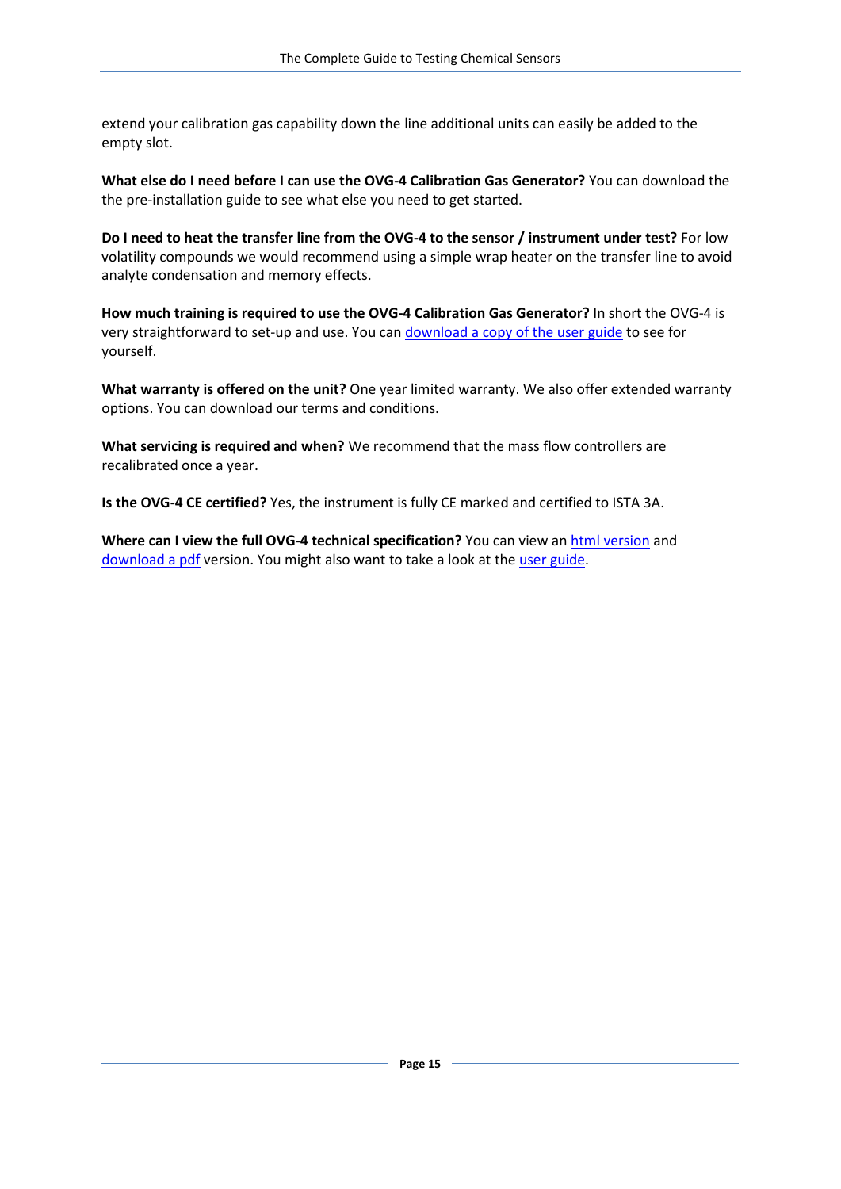extend your calibration gas capability down the line additional units can easily be added to the empty slot.

**What else do I need before I can use the OVG-4 Calibration Gas Generator?** You can download the the pre-installation guide to see what else you need to get started.

**Do I need to heat the transfer line from the OVG-4 to the sensor / instrument under test?** For low volatility compounds we would recommend using a simple wrap heater on the transfer line to avoid analyte condensation and memory effects.

**How much training is required to use the OVG-4 Calibration Gas Generator?** In short the OVG-4 is very straightforward to set-up and use. You can download a copy of the user guide to see for yourself.

**What warranty is offered on the unit?** One year limited warranty. We also offer extended warranty options. You can download our terms and conditions.

**What servicing is required and when?** We recommend that the mass flow controllers are recalibrated once a year.

**Is the OVG-4 CE certified?** Yes, the instrument is fully CE marked and certified to ISTA 3A.

**Where can I view the full OVG-4 technical specification?** You can view an html version and download a pdf version. You might also want to take a look at the user guide.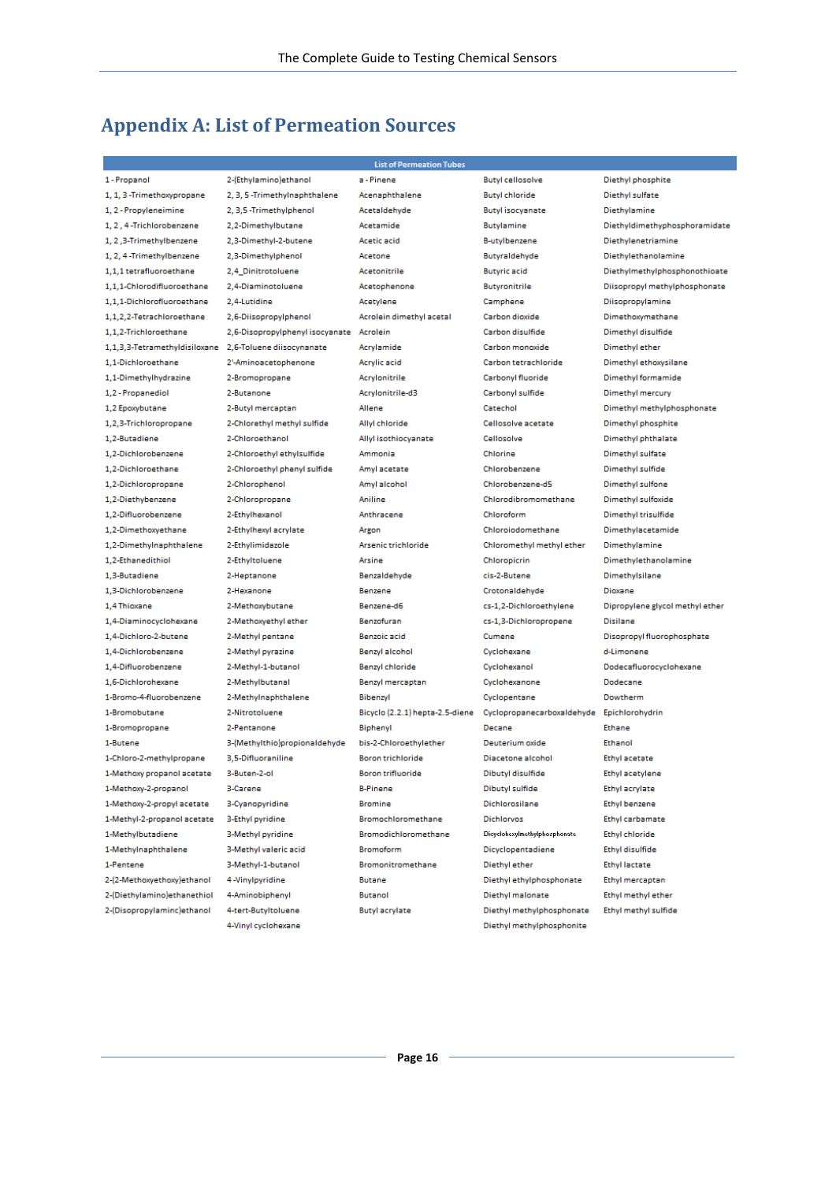# Appendix A: List of Permeation Sources

| List of Permeation Tubes | | | | |
|---|---|---|---|---|
| 1 - Propanol | 2-(Ethylamino)ethanol | a - Pinene | Butyl cellosolve | Diethyl phosphite |
| 1, 1, 3 -Trimethoxypropane | 2, 3, 5 -Trimethylnaphthalene | Acenaphthalene | Butyl chloride | Diethyl sulfate |
| 1, 2 - Propyleneimine | 2, 3,5 -Trimethylphenol | Acetaldehyde | Butyl isocyanate | Diethylamine |
| 1, 2 , 4 -Trichlorobenzene | 2,2-Dimethylbutane | Acetamide | Butylamine | Diethyldimethylphosphoramidate |
| 1, 2 ,3-Trimethylbenzene | 2,3-Dimethyl-2-butene | Acetic acid | B-utylbenzene | Diethylenetriamine |
| 1, 2, 4 -Trimethylbenzene | 2,3-Dimethylphenol | Acetone | Butyraldehyde | Diethylethanolamine |
| 1,1,1 tetrafluoroethane | 2,4_Dinitrotoluene | Acetonitrile | Butyric acid | Diethylmethylphosphonothioate |
| 1,1,1-Chlorodifluoroethane | 2,4-Diaminotoluene | Acetophenone | Butyronitrile | Diisopropyl methylphosphonate |
| 1,1,1-Dichlorofluoroethane | 2,4-Lutidine | Acetylene | Camphene | Diisopropylamine |
| 1,1,2,2-Tetrachloroethane | 2,6-Diisopropylphenol | Acrolein dimethyl acetal | Carbon dioxide | Dimethoxymethane |
| 1,1,2-Trichloroethane | 2,6-Disopropylphenyl isocyanate | Acrolein | Carbon disulfide | Dimethyl disulfide |
| 1,1,3,3-Tetramethyldisiloxane | 2,6-Toluene diisocynanate | Acrylamide | Carbon monoxide | Dimethyl ether |
| 1,1-Dichloroethane | 2'-Aminoacetophenone | Acrylic acid | Carbon tetrachloride | Dimethyl ethoxysilane |
| 1,1-Dimethylhydrazine | 2-Bromopropane | Acrylonitrile | Carbonyl fluoride | Dimethyl formamide |
| 1,2 - Propanediol | 2-Butanone | Acrylonitrile-d3 | Carbonyl sulfide | Dimethyl mercury |
| 1,2 Epoxybutane | 2-Butyl mercaptan | Allene | Catechol | Dimethyl methylphosphonate |
| 1,2,3-Trichloropropane | 2-Chlorethyl methyl sulfide | Allyl chloride | Cellosolve acetate | Dimethyl phosphite |
| 1,2-Butadiene | 2-Chloroethanol | Allyl isothiocyanate | Cellosolve | Dimethyl phthalate |
| 1,2-Dichlorobenzene | 2-Chloroethyl ethylsulfide | Ammonia | Chlorine | Dimethyl sulfate |
| 1,2-Dichloroethane | 2-Chloroethyl phenyl sulfide | Amyl acetate | Chlorobenzene | Dimethyl sulfide |
| 1,2-Dichloropropane | 2-Chlorophenol | Amyl alcohol | Chlorobenzene-d5 | Dimethyl sulfone |
| 1,2-Diethybenzene | 2-Chloropropane | Aniline | Chlorodibromomethane | Dimethyl sulfoxide |
| 1,2-Difluorobenzene | 2-Ethylhexanol | Anthracene | Chloroform | Dimethyl trisulfide |
| 1,2-Dimethoxyethane | 2-Ethylhexyl acrylate | Argon | Chloroiodomethane | Dimethylacetamide |
| 1,2-Dimethylnaphthalene | 2-Ethylimidazole | Arsenic trichloride | Chloromethyl methyl ether | Dimethylamine |
| 1,2-Ethanedithiol | 2-Ethyltoluene | Arsine | Chloropicrin | Dimethylethanolamine |
| 1,3-Butadiene | 2-Heptanone | Benzaldehyde | cis-2-Butene | Dimethylsilane |
| 1,3-Dichlorobenzene | 2-Hexanone | Benzene | Crotonaldehyde | Dioxane |
| 1,4 Thioxane | 2-Methoxybutane | Benzene-d6 | cs-1,2-Dichloroethylene | Dipropylene glycol methyl ether |
| 1,4-Diaminocyclohexane | 2-Methoxyethyl ether | Benzofuran | cs-1,3-Dichloropropene | Disilane |
| 1,4-Dichloro-2-butene | 2-Methyl pentane | Benzoic acid | Cumene | Disopropyl fluorophosphate |
| 1,4-Dichlorobenzene | 2-Methyl pyrazine | Benzyl alcohol | Cyclohexane | d-Limonene |
| 1,4-Difluorobenzene | 2-Methyl-1-butanol | Benzyl chloride | Cyclohexanol | Dodecafluorocyclohexane |
| 1,6-Dichlorohexane | 2-Methylbutanal | Benzyl mercaptan | Cyclohexanone | Dodecane |
| 1-Bromo-4-fluorobenzene | 2-Methylnaphthalene | Bibenzyl | Cyclopentane | Dowtherm |
| 1-Bromobutane | 2-Nitrotoluene | Bicyclo (2.2.1) hepta-2.5-diene | Cyclopropanecarboxaldehyde | Epichlorohydrin |
| 1-Bromopropane | 2-Pentanone | Biphenyl | Decane | Ethane |
| 1-Butene | 3-(Methylthio)propionaldehyde | bis-2-Chloroethylether | Deuterium oxide | Ethanol |
| 1-Chloro-2-methylpropane | 3,5-Difluoroaniline | Boron trichloride | Diacetone alcohol | Ethyl acetate |
| 1-Methoxy propanol acetate | 3-Buten-2-ol | Boron trifluoride | Dibutyl disulfide | Ethyl acetylene |
| 1-Methoxy-2-propanol | 3-Carene | B-Pinene | Dibutyl sulfide | Ethyl acrylate |
| 1-Methoxy-2-propyl acetate | 3-Cyanopyridine | Bromine | Dichlorosilane | Ethyl benzene |
| 1-Methyl-2-propanol acetate | 3-Ethyl pyridine | Bromochloromethane | Dichlorvos | Ethyl carbamate |
| 1-Methylbutadiene | 3-Methyl pyridine | Bromodichloromethane | Dicyclohexylmethylphosphonate | Ethyl chloride |
| 1-Methylnaphthalene | 3-Methyl valeric acid | Bromoform | Dicyclopentadiene | Ethyl disulfide |
| 1-Pentene | 3-Methyl-1-butanol | Bromonitromethane | Diethyl ether | Ethyl lactate |
| 2-(2-Methoxyethoxy)ethanol | 4 -Vinylpyridine | Butane | Diethyl ethylphosphonate | Ethyl mercaptan |
| 2-(Diethylamino)ethanethiol | 4-Aminobiphenyl | Butanol | Diethyl malonate | Ethyl methyl ether |
| 2-(Disopropylaminc)ethanol | 4-tert-Butyltoluene | Butyl acrylate | Diethyl methylphosphonate | Ethyl methyl sulfide |
| | 4-Vinyl cyclohexane | | Diethyl methylphosphonite | |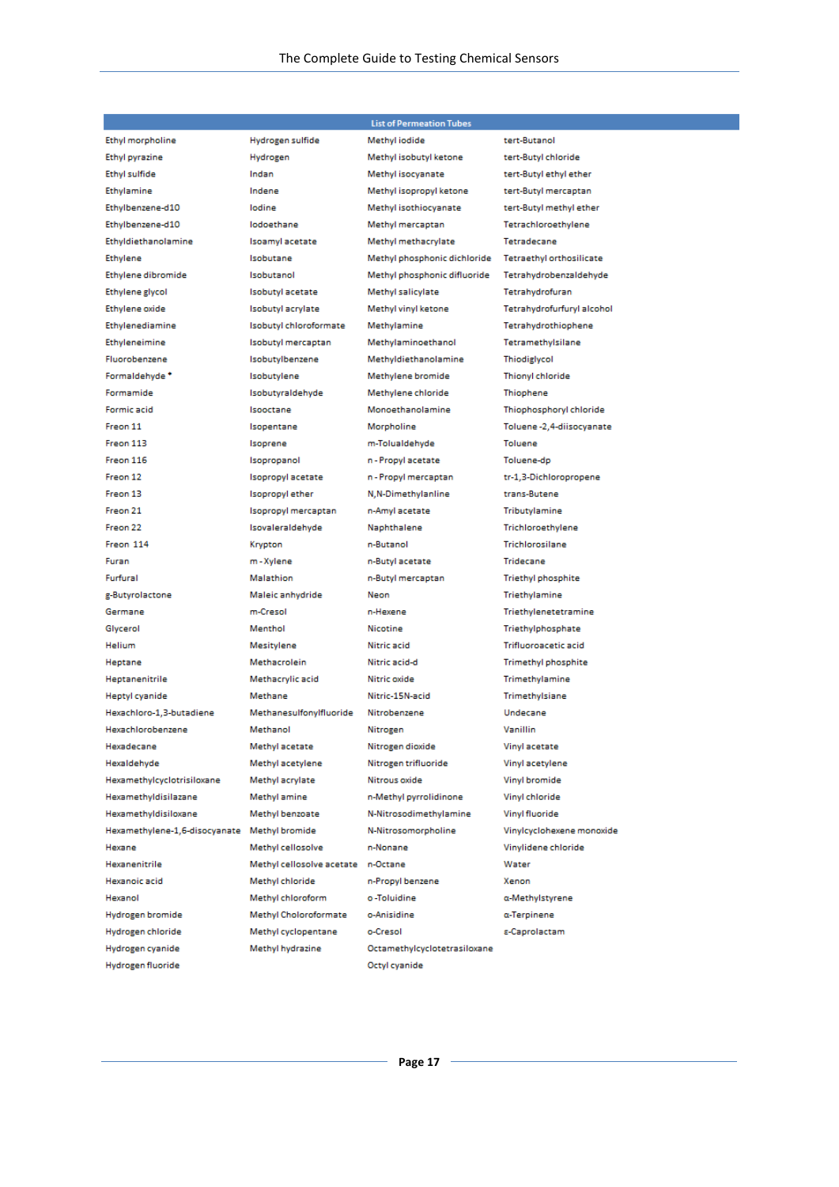| List of Permeation Tubes | | | |
|---|---|---|---|
| Ethyl morpholine | Hydrogen sulfide | Methyl iodide | tert-Butanol |
| Ethyl pyrazine | Hydrogen | Methyl isobutyl ketone | tert-Butyl chloride |
| Ethyl sulfide | Indan | Methyl isocyanate | tert-Butyl ethyl ether |
| Ethylamine | Indene | Methyl isopropyl ketone | tert-Butyl mercaptan |
| Ethylbenzene-d10 | Iodine | Methyl isothiocyanate | tert-Butyl methyl ether |
| Ethylbenzene-d10 | Iodoethane | Methyl mercaptan | Tetrachloroethylene |
| Ethyldiethanolamine | Isoamyl acetate | Methyl methacrylate | Tetradecane |
| Ethylene | Isobutane | Methyl phosphonic dichloride | Tetraethyl orthosilicate |
| Ethylene dibromide | Isobutanol | Methyl phosphonic difluoride | Tetrahydrobenzaldehyde |
| Ethylene glycol | Isobutyl acetate | Methyl salicylate | Tetrahydrofuran |
| Ethylene oxide | Isobutyl acrylate | Methyl vinyl ketone | Tetrahydrofurfuryl alcohol |
| Ethylenediamine | Isobutyl chloroformate | Methylamine | Tetrahydrothiophene |
| Ethyleneimine | Isobutyl mercaptan | Methylaminoethanol | Tetramethylsilane |
| Fluorobenzene | Isobutylbenzene | Methyldiethanolamine | Thiodiglycol |
| Formaldehyde * | Isobutylene | Methylene bromide | Thionyl chloride |
| Formamide | Isobutyraldehyde | Methylene chloride | Thiophene |
| Formic acid | Isooctane | Monoethanolamine | Thiophosphoryl chloride |
| Freon 11 | Isopentane | Morpholine | Toluene -2,4-diisocyanate |
| Freon 113 | Isoprene | m-Tolualdehyde | Toluene |
| Freon 116 | Isopropanol | n - Propyl acetate | Toluene-dp |
| Freon 12 | Isopropyl acetate | n - Propyl mercaptan | tr-1,3-Dichloropropene |
| Freon 13 | Isopropyl ether | N,N-Dimethylanline | trans-Butene |
| Freon 21 | Isopropyl mercaptan | n-Amyl acetate | Tributylamine |
| Freon 22 | Isovaleraldehyde | Naphthalene | Trichloroethylene |
| Freon 114 | Krypton | n-Butanol | Trichlorosilane |
| Furan | m - Xylene | n-Butyl acetate | Tridecane |
| Furfural | Malathion | n-Butyl mercaptan | Triethyl phosphite |
| g-Butyrolactone | Maleic anhydride | Neon | Triethylamine |
| Germane | m-Cresol | n-Hexene | Triethylenetetramine |
| Glycerol | Menthol | Nicotine | Triethylphosphate |
| Helium | Mesitylene | Nitric acid | Trifluoroacetic acid |
| Heptane | Methacrolein | Nitric acid-d | Trimethyl phosphite |
| Heptanenitrile | Methacrylic acid | Nitric oxide | Trimethylamine |
| Heptyl cyanide | Methane | Nitric-15N-acid | Trimethylsiane |
| Hexachloro-1,3-butadiene | Methanesulfonylfluoride | Nitrobenzene | Undecane |
| Hexachlorobenzene | Methanol | Nitrogen | Vanillin |
| Hexadecane | Methyl acetate | Nitrogen dioxide | Vinyl acetate |
| Hexaldehyde | Methyl acetylene | Nitrogen trifluoride | Vinyl acetylene |
| Hexamethylcyclotrisiloxane | Methyl acrylate | Nitrous oxide | Vinyl bromide |
| Hexamethyldisilazane | Methyl amine | n-Methyl pyrrolidinone | Vinyl chloride |
| Hexamethyldisiloxane | Methyl benzoate | N-Nitrosodimethylamine | Vinyl fluoride |
| Hexamethylene-1,6-disocyanate | Methyl bromide | N-Nitrosomorpholine | Vinylcyclohexene monoxide |
| Hexane | Methyl cellosolve | n-Nonane | Vinylidene chloride |
| Hexanenitrile | Methyl cellosolve acetate | n-Octane | Water |
| Hexanoic acid | Methyl chloride | n-Propyl benzene | Xenon |
| Hexanol | Methyl chloroform | o-Toluidine | α-Methylstyrene |
| Hydrogen bromide | Methyl Choloroformate | o-Anisidine | α-Terpinene |
| Hydrogen chloride | Methyl cyclopentane | o-Cresol | ε-Caprolactam |
| Hydrogen cyanide | Methyl hydrazine | Octamethylcyclotetrasiloxane | |
| Hydrogen fluoride | | Octyl cyanide | |